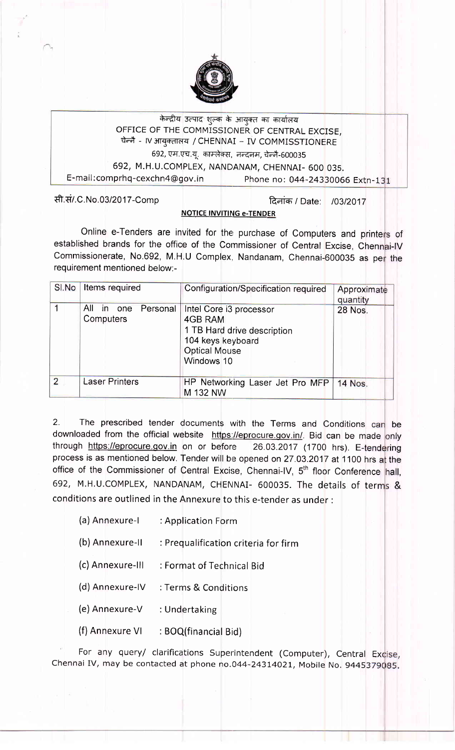केन्द्रीय उत्पाद शुल्क के आयुक्त का कार्यालय
OFFICE OF THE COMMISSIONER OF CENTRAL EXCISE,
चेन्नै - IV आयुक्तालय / CHENNAI – IV COMMISSTIONERE
692, एम.एच.यू. काम्प्लेक्स, नन्दनम, चेन्नै-600035
692, M.H.U.COMPLEX, NANDANAM, CHENNAI- 600 035.
E-mail:comprhq-cexchn4@gov.in Phone no: 044-24330066 Extn-131

सी.सं/.C.No.03/2017-Comp दिनांक / Date: /03/2017

**NOTICE INVITING e-TENDER**

Online e-Tenders are invited for the purchase of Computers and printers of established brands for the office of the Commissioner of Central Excise, Chennai-IV Commissionerate, No.692, M.H.U Complex, Nandanam, Chennai-600035 as per the requirement mentioned below:-

| Sl.No | Items required | Configuration/Specification required | Approximate quantity |
|---|---|---|---|
| 1 | All in one Personal Computers | Intel Core i3 processor<br>4GB RAM<br>1 TB Hard drive description<br>104 keys keyboard<br>Optical Mouse<br>Windows 10 | 28 Nos. |
| 2 | Laser Printers | HP Networking Laser Jet Pro MFP M 132 NW | 14 Nos. |

2. The prescribed tender documents with the Terms and Conditions can be downloaded from the official website https://eprocure.gov.in/. Bid can be made only through https://eprocure.gov.in on or before 26.03.2017 (1700 hrs). E-tendering process is as mentioned below. Tender will be opened on 27.03.2017 at 1100 hrs at the office of the Commissioner of Central Excise, Chennai-IV, 5th floor Conference hall, 692, M.H.U.COMPLEX, NANDANAM, CHENNAI- 600035. The details of terms & conditions are outlined in the Annexure to this e-tender as under :

(a) Annexure-I : Application Form

(b) Annexure-II : Prequalification criteria for firm

(c) Annexure-III : Format of Technical Bid

(d) Annexure-IV : Terms & Conditions

(e) Annexure-V : Undertaking

(f) Annexure VI : BOQ(financial Bid)

For any query/ clarifications Superintendent (Computer), Central Excise, Chennai IV, may be contacted at phone no.044-24314021, Mobile No. 9445379085.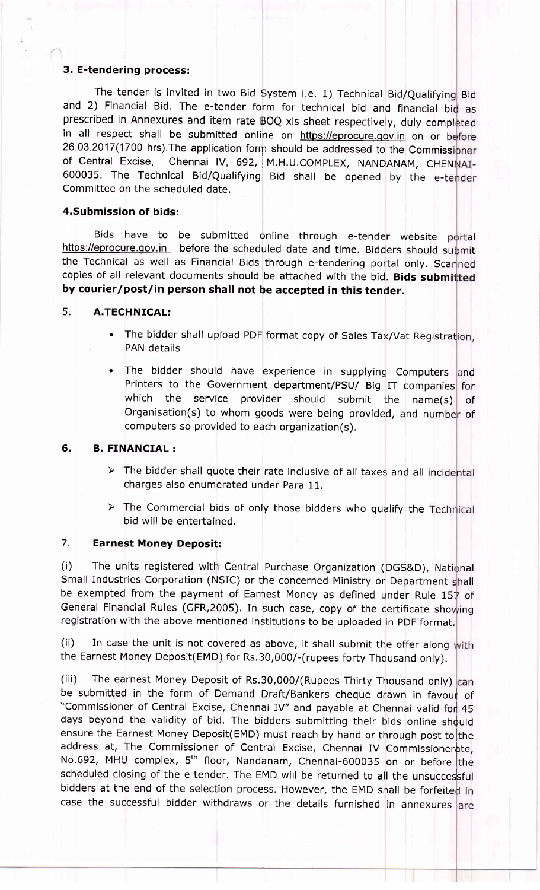### 3. E-tendering process:

The tender is invited in two Bid System i.e. 1) Technical Bid/Qualifying Bid and 2) Financial Bid. The e-tender form for technical bid and financial bid as prescribed in Annexures and item rate BOQ xls sheet respectively, duly completed in all respect shall be submitted online on https://eprocure.gov.in on or before 26.03.2017(1700 hrs).The application form should be addressed to the Commissioner of Central Excise, Chennai IV, 692, M.H.U.COMPLEX, NANDANAM, CHENNAI-600035. The Technical Bid/Qualifying Bid shall be opened by the e-tender Committee on the scheduled date.

### 4.Submission of bids:

Bids have to be submitted online through e-tender website portal https://eprocure.gov.in before the scheduled date and time. Bidders should submit the Technical as well as Financial Bids through e-tendering portal only. Scanned copies of all relevant documents should be attached with the bid. **Bids submitted by courier/post/in person shall not be accepted in this tender.**

### 5. A.TECHNICAL:

- The bidder shall upload PDF format copy of Sales Tax/Vat Registration, PAN details
- The bidder should have experience in supplying Computers and Printers to the Government department/PSU/ Big IT companies for which the service provider should submit the name(s) of Organisation(s) to whom goods were being provided, and number of computers so provided to each organization(s).

### 6. B. FINANCIAL :

- The bidder shall quote their rate inclusive of all taxes and all incidental charges also enumerated under Para 11.
- The Commercial bids of only those bidders who qualify the Technical bid will be entertained.

### 7. Earnest Money Deposit:

(i) The units registered with Central Purchase Organization (DGS&D), National Small Industries Corporation (NSIC) or the concerned Ministry or Department shall be exempted from the payment of Earnest Money as defined under Rule 157 of General Financial Rules (GFR,2005). In such case, copy of the certificate showing registration with the above mentioned institutions to be uploaded in PDF format.

(ii) In case the unit is not covered as above, it shall submit the offer along with the Earnest Money Deposit(EMD) for Rs.30,000/-(rupees forty Thousand only).

(iii) The earnest Money Deposit of Rs.30,000/(Rupees Thirty Thousand only) can be submitted in the form of Demand Draft/Bankers cheque drawn in favour of "Commissioner of Central Excise, Chennai IV" and payable at Chennai valid for 45 days beyond the validity of bid. The bidders submitting their bids online should ensure the Earnest Money Deposit(EMD) must reach by hand or through post to the address at, The Commissioner of Central Excise, Chennai IV Commissionerate, No.692, MHU complex, 5th floor, Nandanam, Chennai-600035 on or before the scheduled closing of the e tender. The EMD will be returned to all the unsuccessful bidders at the end of the selection process. However, the EMD shall be forfeited in case the successful bidder withdraws or the details furnished in annexures are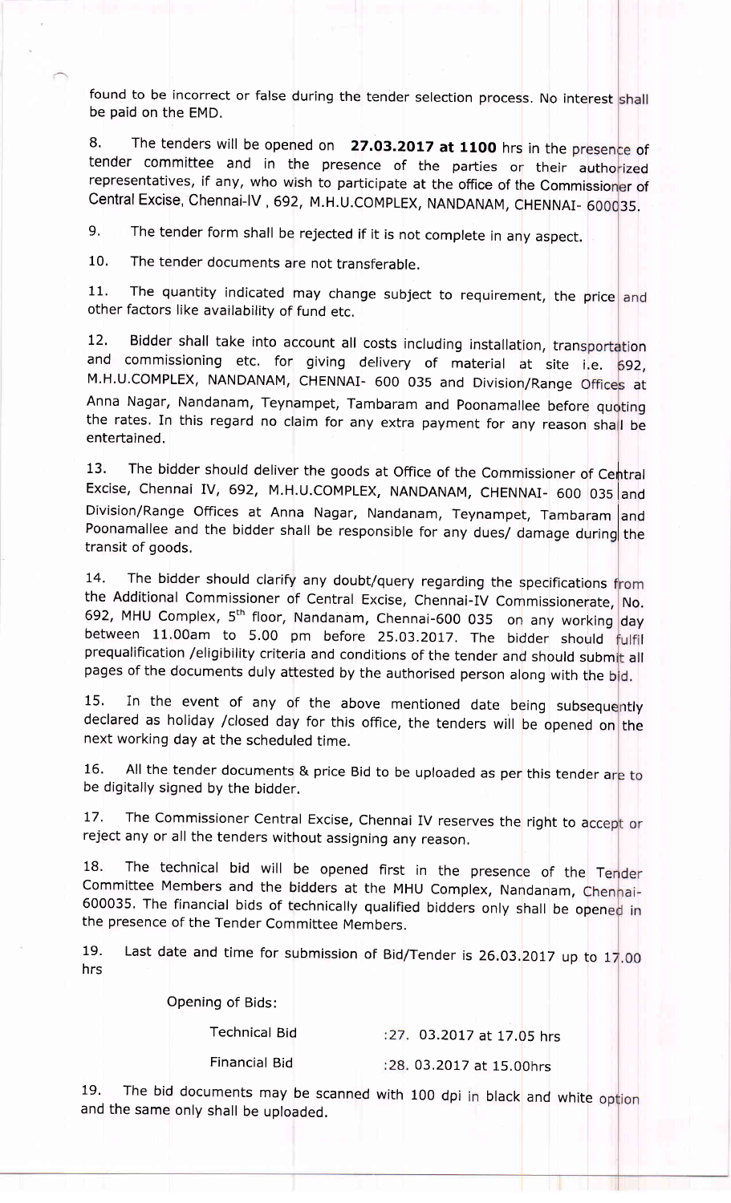found to be incorrect or false during the tender selection process. No interest shall be paid on the EMD.

8. The tenders will be opened on **27.03.2017 at 1100** hrs in the presence of tender committee and in the presence of the parties or their authorized representatives, if any, who wish to participate at the office of the Commissioner of Central Excise, Chennai-IV , 692, M.H.U.COMPLEX, NANDANAM, CHENNAI- 600035.

9. The tender form shall be rejected if it is not complete in any aspect.

10. The tender documents are not transferable.

11. The quantity indicated may change subject to requirement, the price and other factors like availability of fund etc.

12. Bidder shall take into account all costs including installation, transportation and commissioning etc. for giving delivery of material at site i.e. 692, M.H.U.COMPLEX, NANDANAM, CHENNAI- 600 035 and Division/Range Offices at Anna Nagar, Nandanam, Teynampet, Tambaram and Poonamallee before quoting the rates. In this regard no claim for any extra payment for any reason shall be entertained.

13. The bidder should deliver the goods at Office of the Commissioner of Central Excise, Chennai IV, 692, M.H.U.COMPLEX, NANDANAM, CHENNAI- 600 035 and Division/Range Offices at Anna Nagar, Nandanam, Teynampet, Tambaram and Poonamallee and the bidder shall be responsible for any dues/ damage during the transit of goods.

14. The bidder should clarify any doubt/query regarding the specifications from the Additional Commissioner of Central Excise, Chennai-IV Commissionerate, No. 692, MHU Complex, 5th floor, Nandanam, Chennai-600 035 on any working day between 11.00am to 5.00 pm before 25.03.2017. The bidder should fulfil prequalification /eligibility criteria and conditions of the tender and should submit all pages of the documents duly attested by the authorised person along with the bid.

15. In the event of any of the above mentioned date being subsequently declared as holiday /closed day for this office, the tenders will be opened on the next working day at the scheduled time.

16. All the tender documents & price Bid to be uploaded as per this tender are to be digitally signed by the bidder.

17. The Commissioner Central Excise, Chennai IV reserves the right to accept or reject any or all the tenders without assigning any reason.

18. The technical bid will be opened first in the presence of the Tender Committee Members and the bidders at the MHU Complex, Nandanam, Chennai-600035. The financial bids of technically qualified bidders only shall be opened in the presence of the Tender Committee Members.

19. Last date and time for submission of Bid/Tender is 26.03.2017 up to 17.00 hrs

Opening of Bids:

Technical Bid :27. 03.2017 at 17.05 hrs

Financial Bid :28. 03.2017 at 15.00hrs

19. The bid documents may be scanned with 100 dpi in black and white option and the same only shall be uploaded.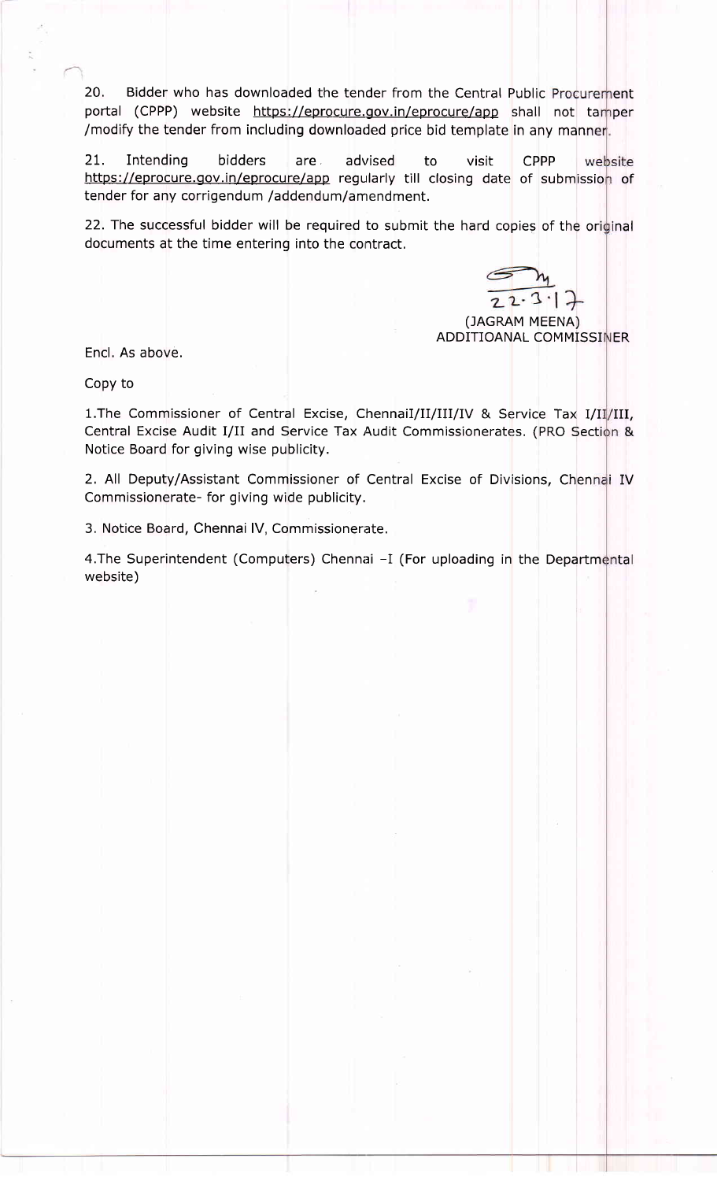20. Bidder who has downloaded the tender from the Central Public Procurement portal (CPPP) website https://eprocure.gov.in/eprocure/app shall not tamper /modify the tender from including downloaded price bid template in any manner.

21. Intending bidders are advised to visit CPPP website https://eprocure.gov.in/eprocure/app regularly till closing date of submission of tender for any corrigendum /addendum/amendment.

22. The successful bidder will be required to submit the hard copies of the original documents at the time entering into the contract.

22.3.17

(JAGRAM MEENA)
ADDITIOANAL COMMISSINER

Encl. As above.

Copy to

1.The Commissioner of Central Excise, ChennaiI/II/III/IV & Service Tax I/II/III, Central Excise Audit I/II and Service Tax Audit Commissionerates. (PRO Section & Notice Board for giving wise publicity.

2. All Deputy/Assistant Commissioner of Central Excise of Divisions, Chennai IV Commissionerate- for giving wide publicity.

3. Notice Board, Chennai IV, Commissionerate.

4.The Superintendent (Computers) Chennai –I (For uploading in the Departmental website)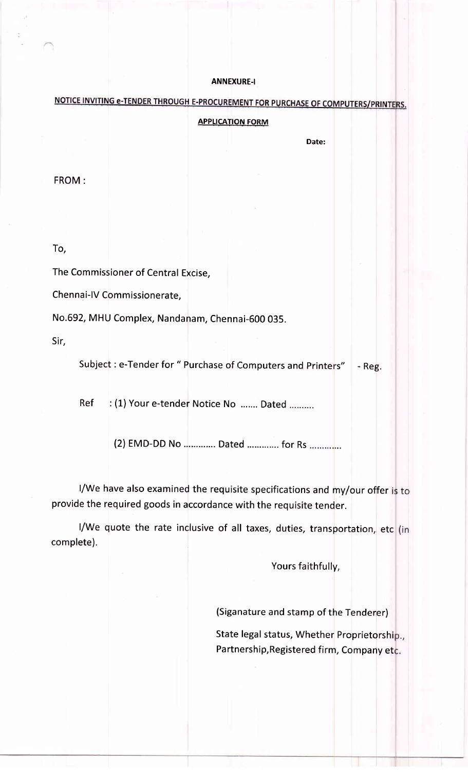**ANNEXURE-I**

**NOTICE INVITING e-TENDER THROUGH E-PROCUREMENT FOR PURCHASE OF COMPUTERS/PRINTERS.**

**APPLICATION FORM**

**Date:**

FROM :

To,

The Commissioner of Central Excise,

Chennai-IV Commissionerate,

No.692, MHU Complex, Nandanam, Chennai-600 035.

Sir,

Subject : e-Tender for " Purchase of Computers and Printers" - Reg.

Ref : (1) Your e-tender Notice No ....... Dated ..........

(2) EMD-DD No ............. Dated ............. for Rs .............

I/We have also examined the requisite specifications and my/our offer is to provide the required goods in accordance with the requisite tender.

I/We quote the rate inclusive of all taxes, duties, transportation, etc (in complete).

Yours faithfully,

(Siganature and stamp of the Tenderer)

State legal status, Whether Proprietorship., Partnership,Registered firm, Company etc.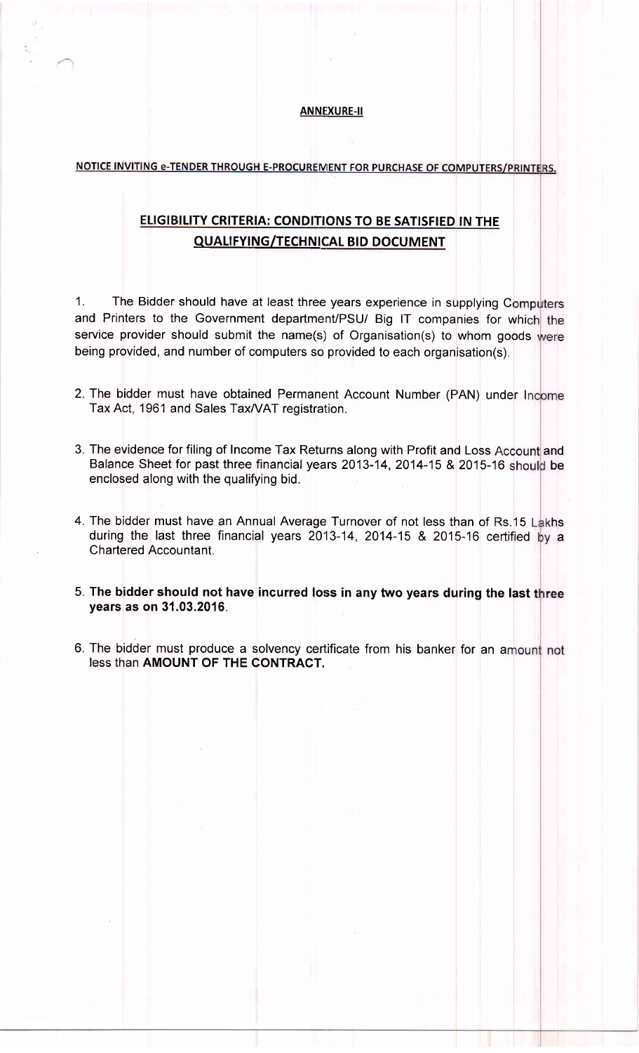**ANNEXURE-II**

**NOTICE INVITING e-TENDER THROUGH E-PROCUREMENT FOR PURCHASE OF COMPUTERS/PRINTERS.**

## ELIGIBILITY CRITERIA: CONDITIONS TO BE SATISFIED IN THE QUALIFYING/TECHNICAL BID DOCUMENT

1. The Bidder should have at least three years experience in supplying Computers and Printers to the Government department/PSU/ Big IT companies for which the service provider should submit the name(s) of Organisation(s) to whom goods were being provided, and number of computers so provided to each organisation(s).

2. The bidder must have obtained Permanent Account Number (PAN) under Income Tax Act, 1961 and Sales Tax/VAT registration.

3. The evidence for filing of Income Tax Returns along with Profit and Loss Account and Balance Sheet for past three financial years 2013-14, 2014-15 & 2015-16 should be enclosed along with the qualifying bid.

4. The bidder must have an Annual Average Turnover of not less than of Rs.15 Lakhs during the last three financial years 2013-14, 2014-15 & 2015-16 certified by a Chartered Accountant.

5. **The bidder should not have incurred loss in any two years during the last three years as on 31.03.2016**.

6. The bidder must produce a solvency certificate from his banker for an amount not less than **AMOUNT OF THE CONTRACT.**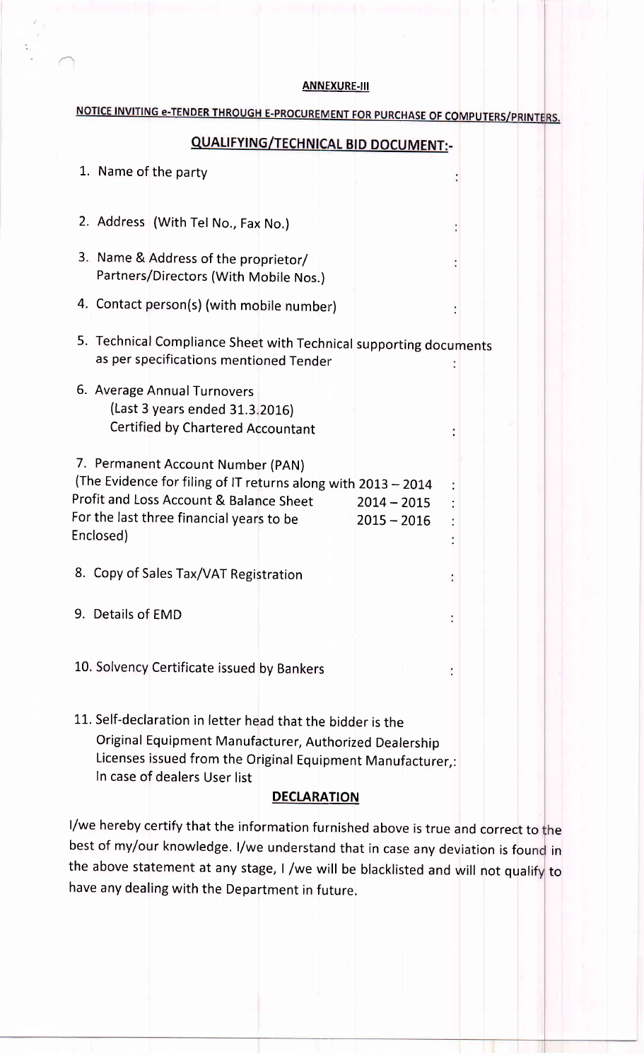**ANNEXURE-III**

**NOTICE INVITING e-TENDER THROUGH E-PROCUREMENT FOR PURCHASE OF COMPUTERS/PRINTERS.**

## QUALIFYING/TECHNICAL BID DOCUMENT:-

1. Name of the party :

2. Address (With Tel No., Fax No.) :

3. Name & Address of the proprietor/ Partners/Directors (With Mobile Nos.) :

4. Contact person(s) (with mobile number) :

5. Technical Compliance Sheet with Technical supporting documents as per specifications mentioned Tender :

6. Average Annual Turnovers (Last 3 years ended 31.3.2016) Certified by Chartered Accountant :

7. Permanent Account Number (PAN) (The Evidence for filing of IT returns along with Profit and Loss Account & Balance Sheet For the last three financial years to be Enclosed)
   - 2013 – 2014 :
   - 2014 – 2015 :
   - 2015 – 2016 :
   - :

8. Copy of Sales Tax/VAT Registration :

9. Details of EMD :

10. Solvency Certificate issued by Bankers :

11. Self-declaration in letter head that the bidder is the Original Equipment Manufacturer, Authorized Dealership Licenses issued from the Original Equipment Manufacturer,: In case of dealers User list

**DECLARATION**

I/we hereby certify that the information furnished above is true and correct to the best of my/our knowledge. I/we understand that in case any deviation is found in the above statement at any stage, I /we will be blacklisted and will not qualify to have any dealing with the Department in future.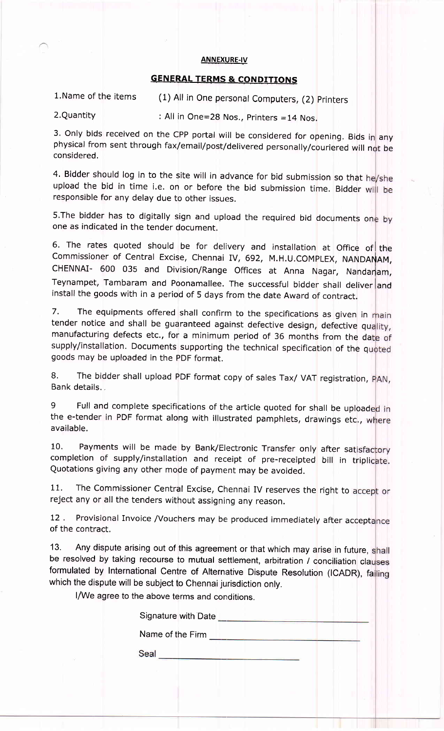**ANNEXURE-IV**

**GENERAL TERMS & CONDITIONS**

1.Name of the items (1) All in One personal Computers, (2) Printers

2.Quantity : All in One=28 Nos., Printers =14 Nos.

3. Only bids received on the CPP portal will be considered for opening. Bids in any physical from sent through fax/email/post/delivered personally/couriered will not be considered.

4. Bidder should log in to the site will in advance for bid submission so that he/she upload the bid in time i.e. on or before the bid submission time. Bidder will be responsible for any delay due to other issues.

5.The bidder has to digitally sign and upload the required bid documents one by one as indicated in the tender document.

6. The rates quoted should be for delivery and installation at Office of the Commissioner of Central Excise, Chennai IV, 692, M.H.U.COMPLEX, NANDANAM, CHENNAI- 600 035 and Division/Range Offices at Anna Nagar, Nandanam, Teynampet, Tambaram and Poonamallee. The successful bidder shall deliver and install the goods with in a period of 5 days from the date Award of contract.

7. The equipments offered shall confirm to the specifications as given in main tender notice and shall be guaranteed against defective design, defective quality, manufacturing defects etc., for a minimum period of 36 months from the date of supply/installation. Documents supporting the technical specification of the quoted goods may be uploaded in the PDF format.

8. The bidder shall upload PDF format copy of sales Tax/ VAT registration, PAN, Bank details..

9 Full and complete specifications of the article quoted for shall be uploaded in the e-tender in PDF format along with illustrated pamphlets, drawings etc., where available.

10. Payments will be made by Bank/Electronic Transfer only after satisfactory completion of supply/installation and receipt of pre-receipted bill in triplicate. Quotations giving any other mode of payment may be avoided.

11. The Commissioner Central Excise, Chennai IV reserves the right to accept or reject any or all the tenders without assigning any reason.

12 . Provisional Invoice /Vouchers may be produced immediately after acceptance of the contract.

13. Any dispute arising out of this agreement or that which may arise in future, shall be resolved by taking recourse to mutual settlement, arbitration / conciliation clauses formulated by International Centre of Alternative Dispute Resolution (ICADR), failing which the dispute will be subject to Chennai jurisdiction only.

I/We agree to the above terms and conditions.

Signature with Date ____________________

Name of the Firm ____________________

Seal ____________________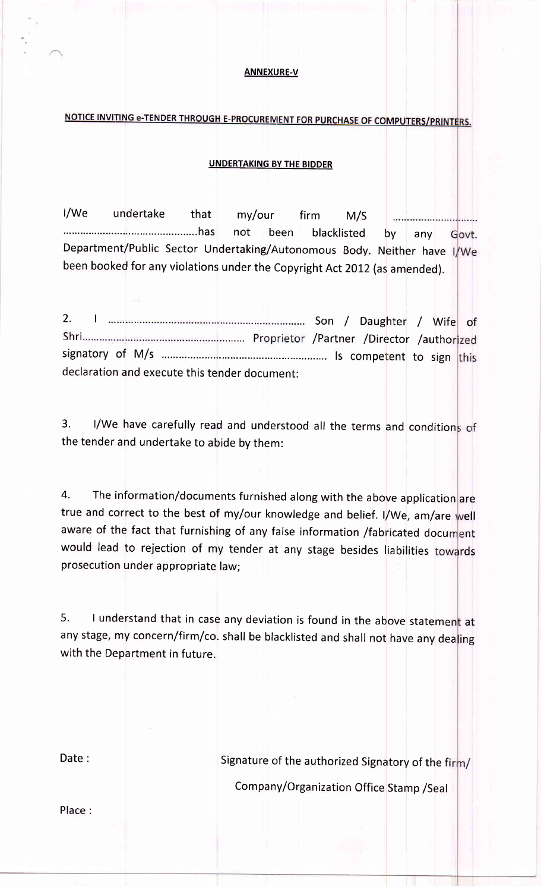**ANNEXURE-V**

**NOTICE INVITING e-TENDER THROUGH E-PROCUREMENT FOR PURCHASE OF COMPUTERS/PRINTERS.**

**UNDERTAKING BY THE BIDDER**

I/We undertake that my/our firm M/S ............................... ..............................................has not been blacklisted by any Govt. Department/Public Sector Undertaking/Autonomous Body. Neither have I/We been booked for any violations under the Copyright Act 2012 (as amended).

2. I ..................................................................... Son / Daughter / Wife of Shri......................................................... Proprietor /Partner /Director /authorized signatory of M/s ......................................................... Is competent to sign this declaration and execute this tender document:

3. I/We have carefully read and understood all the terms and conditions of the tender and undertake to abide by them:

4. The information/documents furnished along with the above application are true and correct to the best of my/our knowledge and belief. I/We, am/are well aware of the fact that furnishing of any false information /fabricated document would lead to rejection of my tender at any stage besides liabilities towards prosecution under appropriate law;

5. I understand that in case any deviation is found in the above statement at any stage, my concern/firm/co. shall be blacklisted and shall not have any dealing with the Department in future.

Date :

Signature of the authorized Signatory of the firm/

Company/Organization Office Stamp /Seal

Place :